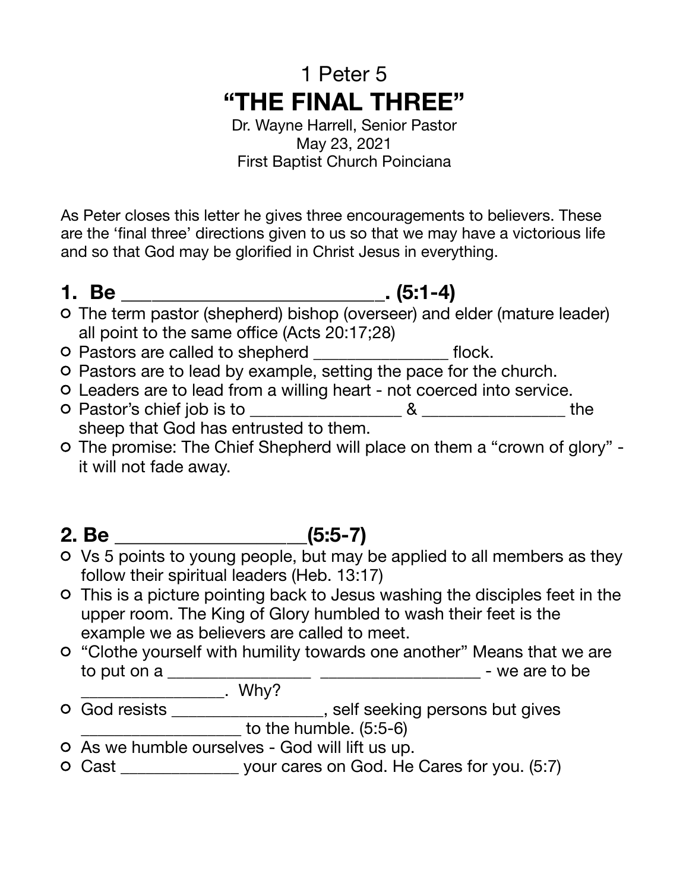# 1 Peter 5
# "THE FINAL THREE"

Dr. Wayne Harrell, Senior Pastor
May 23, 2021
First Baptist Church Poinciana

As Peter closes this letter he gives three encouragements to believers. These are the 'final three' directions given to us so that we may have a victorious life and so that God may be glorified in Christ Jesus in everything.

## 1. Be ___________________________. (5:1-4)

- The term pastor (shepherd) bishop (overseer) and elder (mature leader) all point to the same office (Acts 20:17;28)
- Pastors are called to shepherd _______________ flock.
- Pastors are to lead by example, setting the pace for the church.
- Leaders are to lead from a willing heart - not coerced into service.
- Pastor's chief job is to _________________ & ________________ the sheep that God has entrusted to them.
- The promise: The Chief Shepherd will place on them a "crown of glory" - it will not fade away.

## 2. Be ___________________(5:5-7)

- Vs 5 points to young people, but may be applied to all members as they follow their spiritual leaders (Heb. 13:17)
- This is a picture pointing back to Jesus washing the disciples feet in the upper room. The King of Glory humbled to wash their feet is the example we as believers are called to meet.
- "Clothe yourself with humility towards one another" Means that we are to put on a ________________ __________________ - we are to be ________________. Why?
- God resists _________________, self seeking persons but gives __________________ to the humble. (5:5-6)
- As we humble ourselves - God will lift us up.
- Cast _____________ your cares on God. He Cares for you. (5:7)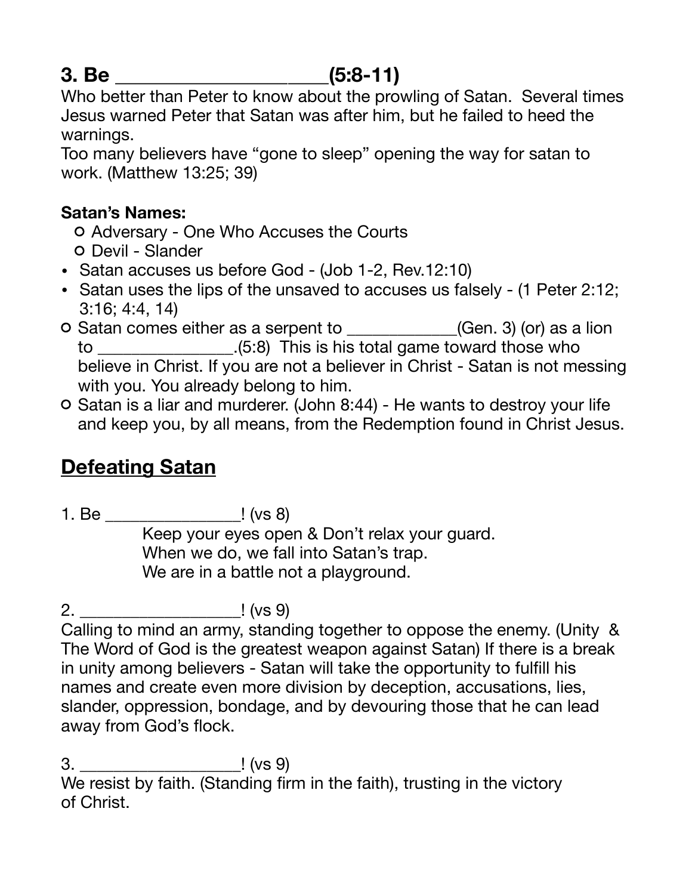### 3. Be ____________________(5:8-11)

Who better than Peter to know about the prowling of Satan. Several times Jesus warned Peter that Satan was after him, but he failed to heed the warnings.
Too many believers have "gone to sleep" opening the way for satan to work. (Matthew 13:25; 39)

**Satan's Names:**

- Adversary - One Who Accuses the Courts
- Devil - Slander

- Satan accuses us before God - (Job 1-2, Rev.12:10)
- Satan uses the lips of the unsaved to accuses us falsely - (1 Peter 2:12; 3:16; 4:4, 14)

- Satan comes either as a serpent to ____________(Gen. 3) (or) as a lion to _______________.(5:8) This is his total game toward those who believe in Christ. If you are not a believer in Christ - Satan is not messing with you. You already belong to him.
- Satan is a liar and murderer. (John 8:44) - He wants to destroy your life and keep you, by all means, from the Redemption found in Christ Jesus.

## <u>Defeating Satan</u>

1. Be _______________! (vs 8)

   Keep your eyes open & Don't relax your guard.
   When we do, we fall into Satan's trap.
   We are in a battle not a playground.

2. _________________! (vs 9)

Calling to mind an army, standing together to oppose the enemy. (Unity & The Word of God is the greatest weapon against Satan) If there is a break in unity among believers - Satan will take the opportunity to fulfill his names and create even more division by deception, accusations, lies, slander, oppression, bondage, and by devouring those that he can lead away from God's flock.

3. _________________! (vs 9)

We resist by faith. (Standing firm in the faith), trusting in the victory of Christ.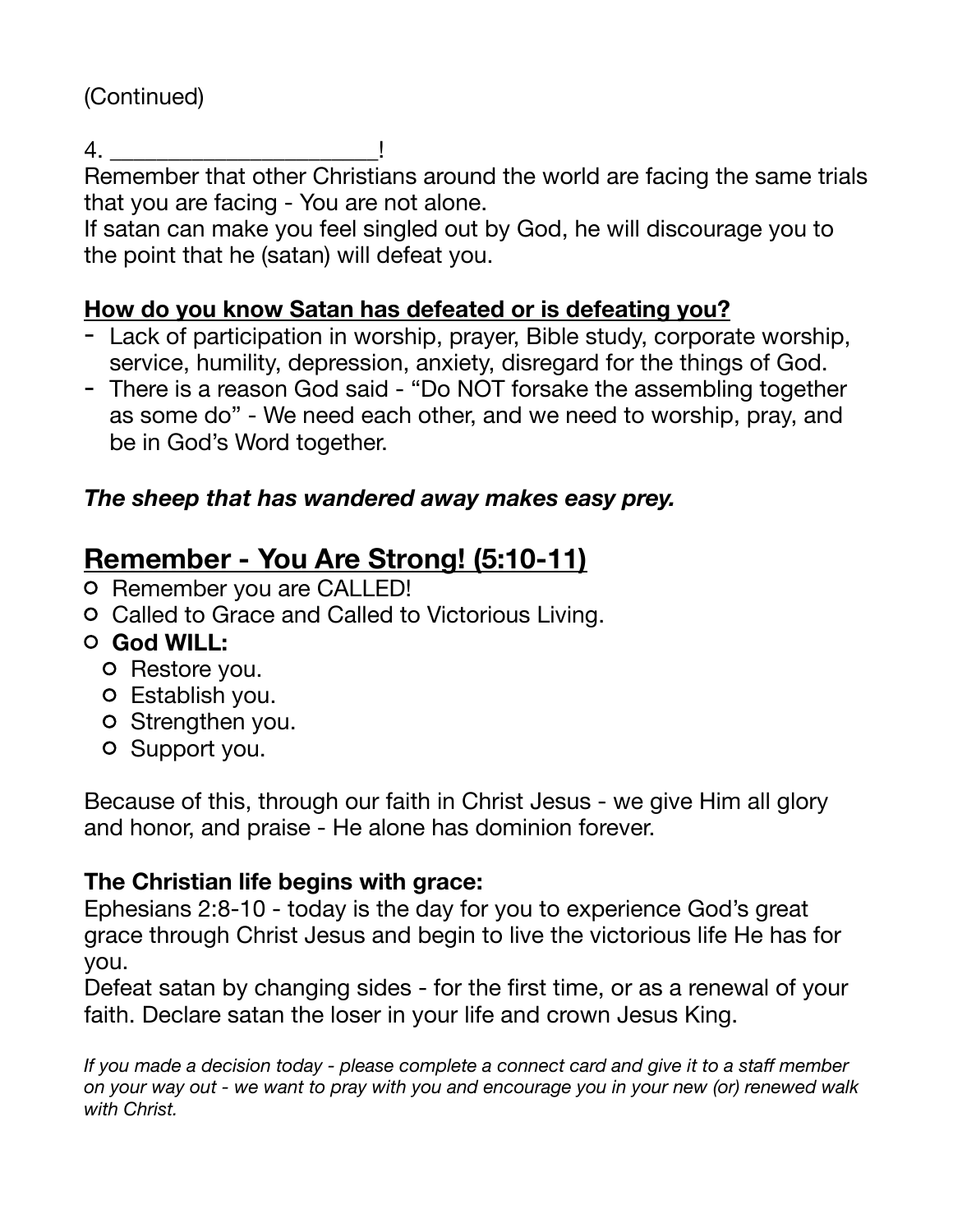(Continued)

4. ______________________!

Remember that other Christians around the world are facing the same trials that you are facing - You are not alone.
If satan can make you feel singled out by God, he will discourage you to the point that he (satan) will defeat you.

**<u>How do you know Satan has defeated or is defeating you?</u>**

- Lack of participation in worship, prayer, Bible study, corporate worship, service, humility, depression, anxiety, disregard for the things of God.
- There is a reason God said - "Do NOT forsake the assembling together as some do" - We need each other, and we need to worship, pray, and be in God's Word together.

***The sheep that has wandered away makes easy prey.***

## <u>Remember - You Are Strong! (5:10-11)</u>

- Remember you are CALLED!
- Called to Grace and Called to Victorious Living.
- **God WILL:**
  - Restore you.
  - Establish you.
  - Strengthen you.
  - Support you.

Because of this, through our faith in Christ Jesus - we give Him all glory and honor, and praise - He alone has dominion forever.

**The Christian life begins with grace:**
Ephesians 2:8-10 - today is the day for you to experience God's great grace through Christ Jesus and begin to live the victorious life He has for you.
Defeat satan by changing sides - for the first time, or as a renewal of your faith. Declare satan the loser in your life and crown Jesus King.

*If you made a decision today - please complete a connect card and give it to a staff member on your way out - we want to pray with you and encourage you in your new (or) renewed walk with Christ.*